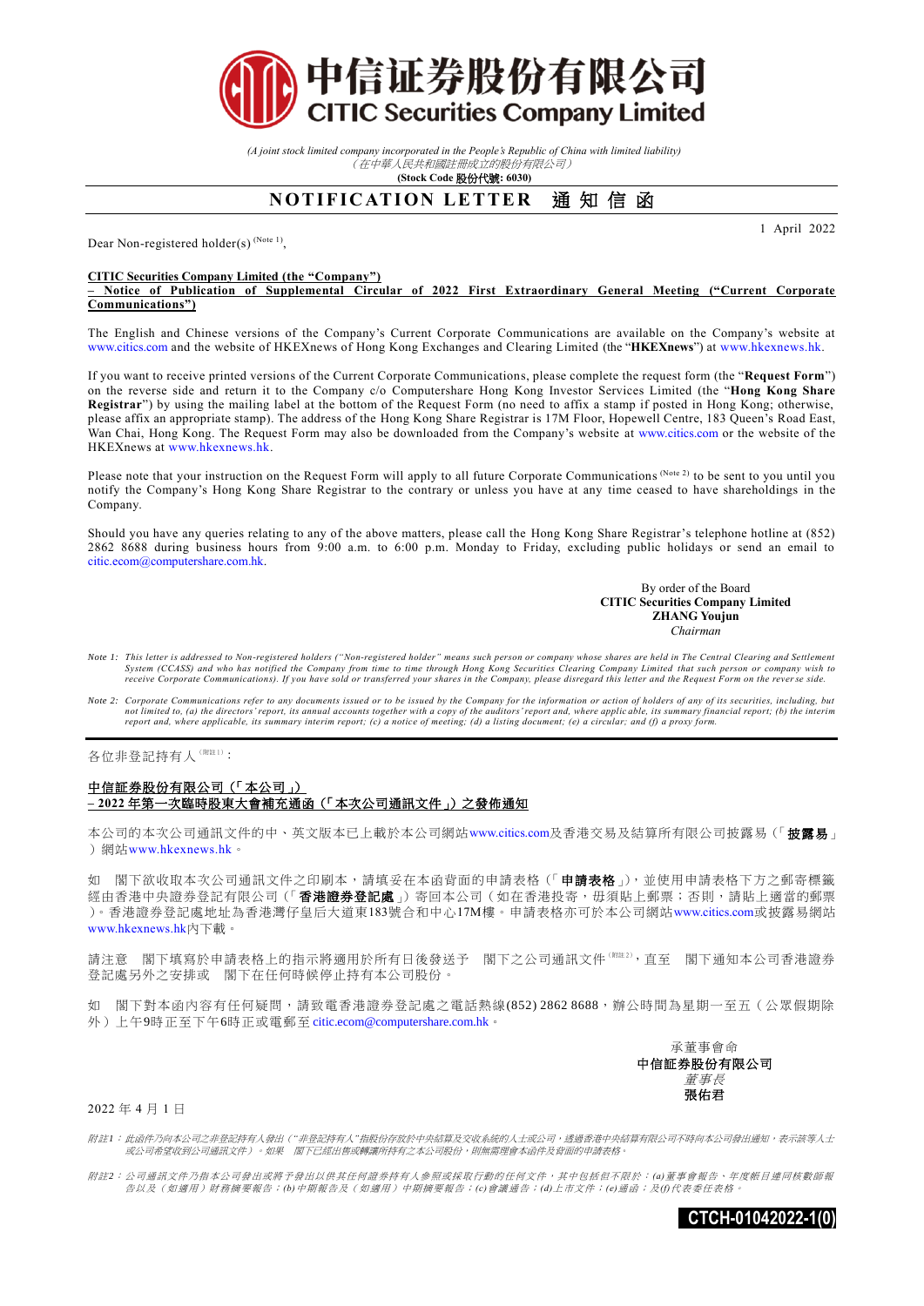# 中信证券股份有限公司
# CITIC Securities Company Limited

*(A joint stock limited company incorporated in the People's Republic of China with limited liability)*
*（在中華人民共和國註冊成立的股份有限公司）*
**(Stock Code 股份代號: 6030)**

## NOTIFICATION LETTER 通知信函

1 April 2022

Dear Non-registered holder(s) (Note 1),

**CITIC Securities Company Limited (the "Company")**
**– Notice of Publication of Supplemental Circular of 2022 First Extraordinary General Meeting ("Current Corporate Communications")**

The English and Chinese versions of the Company's Current Corporate Communications are available on the Company's website at www.citics.com and the website of HKEXnews of Hong Kong Exchanges and Clearing Limited (the "**HKEXnews**") at www.hkexnews.hk.

If you want to receive printed versions of the Current Corporate Communications, please complete the request form (the "**Request Form**") on the reverse side and return it to the Company c/o Computershare Hong Kong Investor Services Limited (the "**Hong Kong Share Registrar**") by using the mailing label at the bottom of the Request Form (no need to affix a stamp if posted in Hong Kong; otherwise, please affix an appropriate stamp). The address of the Hong Kong Share Registrar is 17M Floor, Hopewell Centre, 183 Queen's Road East, Wan Chai, Hong Kong. The Request Form may also be downloaded from the Company's website at www.citics.com or the website of the HKEXnews at www.hkexnews.hk.

Please note that your instruction on the Request Form will apply to all future Corporate Communications (Note 2) to be sent to you until you notify the Company's Hong Kong Share Registrar to the contrary or unless you have at any time ceased to have shareholdings in the Company.

Should you have any queries relating to any of the above matters, please call the Hong Kong Share Registrar's telephone hotline at (852) 2862 8688 during business hours from 9:00 a.m. to 6:00 p.m. Monday to Friday, excluding public holidays or send an email to citic.ecom@computershare.com.hk.

By order of the Board
**CITIC Securities Company Limited**
**ZHANG Youjun**
*Chairman*

*Note 1: This letter is addressed to Non-registered holders ("Non-registered holder" means such person or company whose shares are held in The Central Clearing and Settlement System (CCASS) and who has notified the Company from time to time through Hong Kong Securities Clearing Company Limited that such person or company wish to receive Corporate Communications). If you have sold or transferred your shares in the Company, please disregard this letter and the Request Form on the reverse side.*

*Note 2: Corporate Communications refer to any documents issued or to be issued by the Company for the information or action of holders of any of its securities, including, but not limited to, (a) the directors' report, its annual accounts together with a copy of the auditors' report and, where applicable, its summary financial report; (b) the interim report and, where applicable, its summary interim report; (c) a notice of meeting; (d) a listing document; (e) a circular; and (f) a proxy form.*

---

各位非登記持有人（附註1）：

**中信証券股份有限公司（「本公司」）**
**– 2022年第一次臨時股東大會補充通函（「本次公司通訊文件」）之發佈通知**

本公司的本次公司通訊文件的中、英文版本已上載於本公司網站www.citics.com及香港交易及結算所有限公司披露易（「**披露易**」）網站www.hkexnews.hk。

如　閣下欲收取本次公司通訊文件之印刷本，請填妥在本函背面的申請表格（「**申請表格**」），並使用申請表格下方之郵寄標籤經由香港中央證券登記有限公司（「**香港證券登記處**」）寄回本公司（如在香港投寄，毋須貼上郵票；否則，請貼上適當的郵票）。香港證券登記處地址為香港灣仔皇后大道東183號合和中心17M樓。申請表格亦可於本公司網站www.citics.com或披露易網站www.hkexnews.hk內下載。

請注意　閣下填寫於申請表格上的指示將適用於所有日後發送予　閣下之公司通訊文件（附註2），直至　閣下通知本公司香港證券登記處另外之安排或　閣下在任何時候停止持有本公司股份。

如　閣下對本函內容有任何疑問，請致電香港證券登記處之電話熱線(852) 2862 8688，辦公時間為星期一至五（公眾假期除外）上午9時正至下午6時正或電郵至citic.ecom@computershare.com.hk。

承董事會命
**中信証券股份有限公司**
*董事長*
**張佑君**

2022年4月1日

*附註1：此函件乃向本公司之非登記持有人發出（"非登記持有人"指股份存放於中央結算及交收系統的人士或公司，透過香港中央結算有限公司不時向本公司發出通知，表示該等人士或公司希望收到公司通訊文件）。如果　閣下已經出售或轉讓所持有之本公司股份，則無需理會本函件及背面的申請表格。*

*附註2：公司通訊文件乃指本公司發出或將予發出以供其任何證券持有人參照或採取行動的任何文件，其中包括但不限於：(a)董事會報告、年度帳目連同核數師報告以及（如適用）財務摘要報告；(b)中期報告及（如適用）中期摘要報告；(c)會議通告；(d)上市文件；(e)通函；及(f)代表委任表格。*

**CTCH-01042022-1(0)**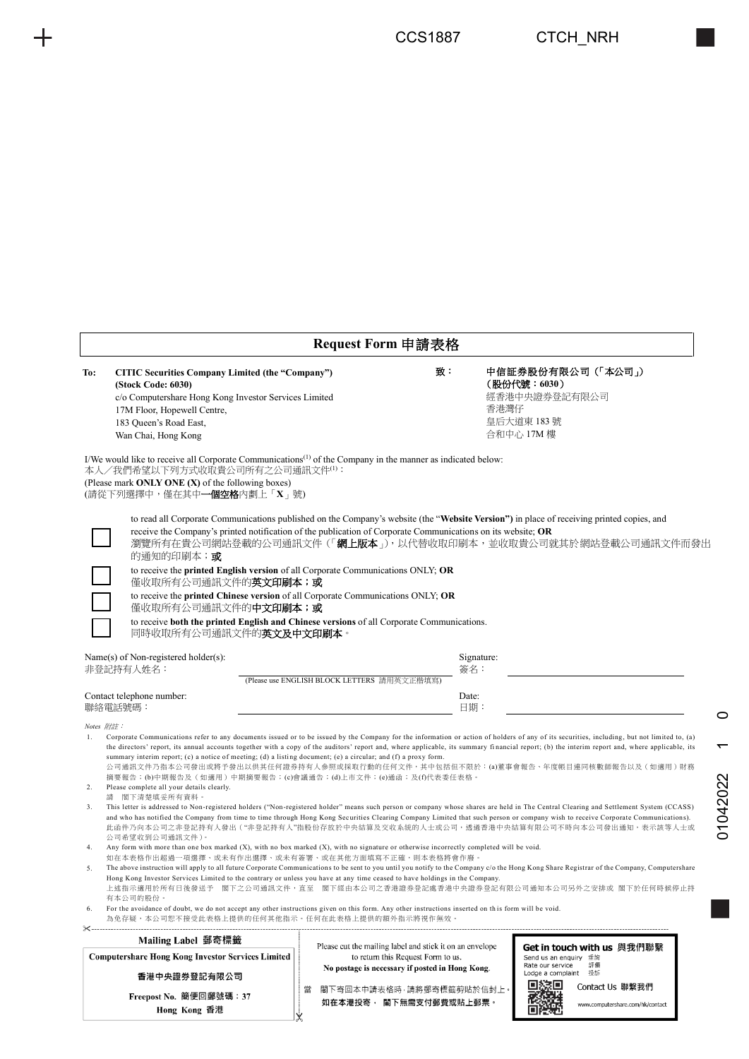# Request Form 申請表格

| | | | |
|---|---|---|---|
| To: | **CITIC Securities Company Limited (the "Company")** **(Stock Code: 6030)** c/o Computershare Hong Kong Investor Services Limited 17M Floor, Hopewell Centre, 183 Queen's Road East, Wan Chai, Hong Kong | 致： | **中信証券股份有限公司（「本公司」）** **（股份代號：6030）** 經香港中央證券登記有限公司 香港灣仔 皇后大道東183號 合和中心17M樓 |

I/We would like to receive all Corporate Communications[(1)] of the Company in the manner as indicated below:
本人／我們希望以下列方式收取貴公司所有之公司通訊文件[(1)]：
(Please mark **ONLY ONE (X)** of the following boxes)
(請從下列選擇中，僅在其中**一個空格**內劃上「**X**」號)

☐ to read all Corporate Communications published on the Company's website (the "**Website Version**") in place of receiving printed copies, and receive the Company's printed notification of the publication of Corporate Communications on its website; **OR**
瀏覽所有在貴公司網站登載的公司通訊文件（「**網上版本**」），以代替收取印刷本，並收取貴公司就其於網站登載公司通訊文件而發出的通知的印刷本；**或**

☐ to receive the **printed English version** of all Corporate Communications ONLY; **OR**
僅收取所有公司通訊文件的**英文印刷本；或**

☐ to receive the **printed Chinese version** of all Corporate Communications ONLY; **OR**
僅收取所有公司通訊文件的**中文印刷本；或**

☐ to receive **both the printed English and Chinese versions** of all Corporate Communications.
同時收取所有公司通訊文件的**英文及中文印刷本**。

Name(s) of Non-registered holder(s):
非登記持有人姓名：______________________
(Please use ENGLISH BLOCK LETTERS 請用英文正楷填寫)

Signature:
簽名：______________________

Contact telephone number:
聯絡電話號碼：______________________

Date:
日期：______________________

*Notes 附註：*

1. Corporate Communications refer to any documents issued or to be issued by the Company for the information or action of holders of any of its securities, including, but not limited to, (a) the directors' report, its annual accounts together with a copy of the auditors' report and, where applicable, its summary financial report; (b) the interim report and, where applicable, its summary interim report; (c) a notice of meeting; (d) a listing document; (e) a circular; and (f) a proxy form.
公司通訊文件乃指本公司發出或將予發出以供其任何證券持有人參照或採取行動的任何文件，其中包括但不限於：(a)董事會報告、年度帳目連同核數師報告以及（如適用）財務摘要報告；(b)中期報告及（如適用）中期摘要報告；(c)會議通告；(d)上市文件；(e)通函；及(f)代表委任表格。
2. Please complete all your details clearly.
請　閣下清楚填妥所有資料。
3. This letter is addressed to Non-registered holders ("Non-registered holder" means such person or company whose shares are held in The Central Clearing and Settlement System (CCASS) and who has notified the Company from time to time through Hong Kong Securities Clearing Company Limited that such person or company wish to receive Corporate Communications).
此函件乃向本公司之非登記持有人發出（"非登記持有人"指股份存放於中央結算及交收系統的人士或公司，透過香港中央結算有限公司不時向本公司發出通知，表示該等人士或公司希望收到公司通訊文件）。
4. Any form with more than one box marked (X), with no box marked (X), with no signature or otherwise incorrectly completed will be void.
如在本表格作出超過一項選擇、或未有作出選擇、或未有簽署、或在其他方面填寫不正確，則本表格將會作廢。
5. The above instruction will apply to all future Corporate Communications to be sent to you until you notify to the Company c/o the Hong Kong Share Registrar of the Company, Computershare Hong Kong Investor Services Limited to the contrary or unless you have at any time ceased to have holdings in the Company.
上述指示適用於所有日後發送予　閣下之公司通訊文件，直至　閣下經由本公司之香港證券登記處香港中央證券登記有限公司通知本公司另外之安排或　閣下於任何時候停止持有本公司的股份。
6. For the avoidance of doubt, we do not accept any other instructions given on this form. Any other instructions inserted on this form will be void.
為免存疑，本公司恕不接受此表格上提供的任何其他指示。任何在此表格上提供的額外指示將視作無效。

**Mailing Label 郵寄標籤**

**Computershare Hong Kong Investor Services Limited**
**香港中央證券登記有限公司**
**Freepost No. 簡便回郵號碼：37**
**Hong Kong 香港**

Please cut the mailing label and stick it on an envelope to return this Request Form to us.
**No postage is necessary if posted in Hong Kong.**
當　閣下寄回本申請表格時，請將郵寄標籤剪貼於信封上。
**如在本港投寄，　閣下無需支付郵費或貼上郵票。**

**Get in touch with us 與我們聯繫**
Send us an enquiry 查詢
Rate our service 評價
Lodge a complaint 投訴
Contact Us 聯繫我們
www.computershare.com/hk/contact